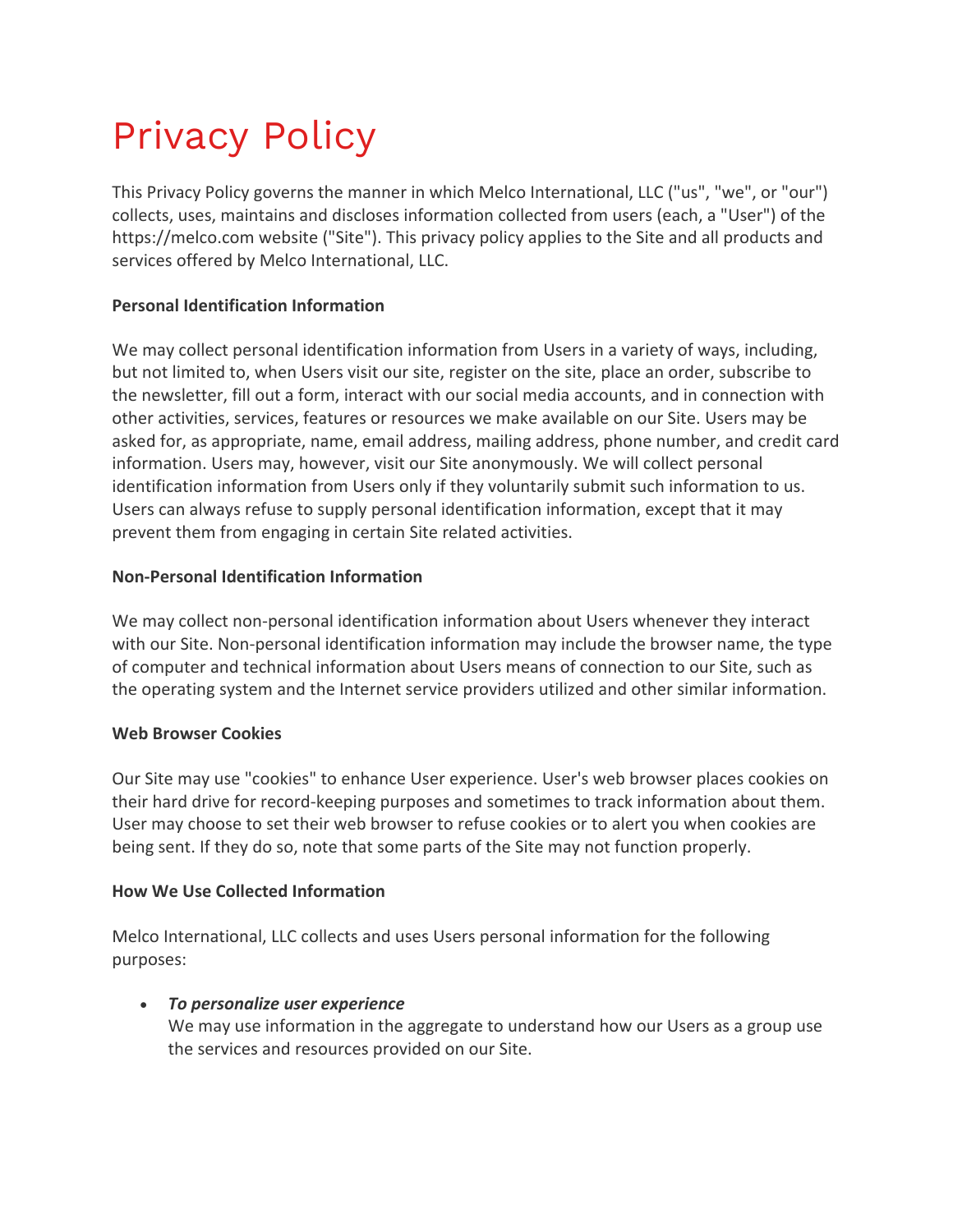# Privacy Policy

This Privacy Policy governs the manner in which Melco International, LLC ("us", "we", or "our") collects, uses, maintains and discloses information collected from users (each, a "User") of the https://melco.com website ("Site"). This privacy policy applies to the Site and all products and services offered by Melco International, LLC.

**Personal Identification Information**

We may collect personal identification information from Users in a variety of ways, including, but not limited to, when Users visit our site, register on the site, place an order, subscribe to the newsletter, fill out a form, interact with our social media accounts, and in connection with other activities, services, features or resources we make available on our Site. Users may be asked for, as appropriate, name, email address, mailing address, phone number, and credit card information. Users may, however, visit our Site anonymously. We will collect personal identification information from Users only if they voluntarily submit such information to us. Users can always refuse to supply personal identification information, except that it may prevent them from engaging in certain Site related activities.

**Non-Personal Identification Information**

We may collect non-personal identification information about Users whenever they interact with our Site. Non-personal identification information may include the browser name, the type of computer and technical information about Users means of connection to our Site, such as the operating system and the Internet service providers utilized and other similar information.

**Web Browser Cookies**

Our Site may use "cookies" to enhance User experience. User's web browser places cookies on their hard drive for record-keeping purposes and sometimes to track information about them. User may choose to set their web browser to refuse cookies or to alert you when cookies are being sent. If they do so, note that some parts of the Site may not function properly.

**How We Use Collected Information**

Melco International, LLC collects and uses Users personal information for the following purposes:

- ***To personalize user experience***
  We may use information in the aggregate to understand how our Users as a group use the services and resources provided on our Site.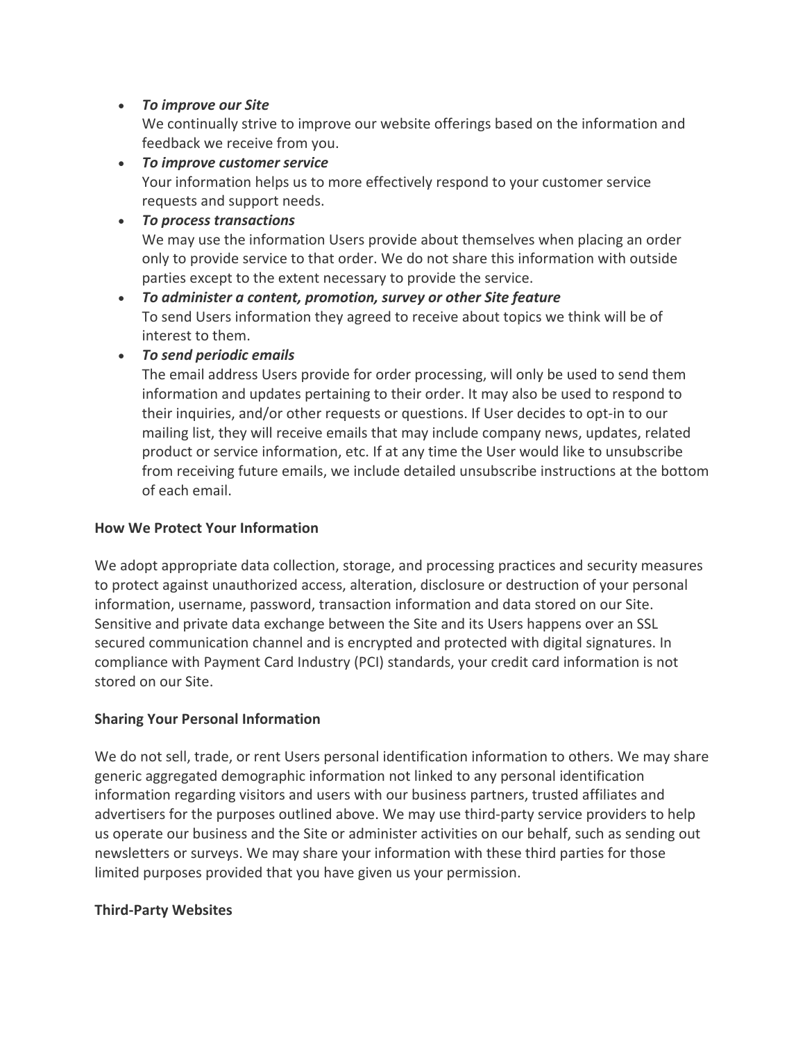- ***To improve our Site***
  We continually strive to improve our website offerings based on the information and feedback we receive from you.
- ***To improve customer service***
  Your information helps us to more effectively respond to your customer service requests and support needs.
- ***To process transactions***
  We may use the information Users provide about themselves when placing an order only to provide service to that order. We do not share this information with outside parties except to the extent necessary to provide the service.
- ***To administer a content, promotion, survey or other Site feature***
  To send Users information they agreed to receive about topics we think will be of interest to them.
- ***To send periodic emails***
  The email address Users provide for order processing, will only be used to send them information and updates pertaining to their order. It may also be used to respond to their inquiries, and/or other requests or questions. If User decides to opt-in to our mailing list, they will receive emails that may include company news, updates, related product or service information, etc. If at any time the User would like to unsubscribe from receiving future emails, we include detailed unsubscribe instructions at the bottom of each email.

**How We Protect Your Information**

We adopt appropriate data collection, storage, and processing practices and security measures to protect against unauthorized access, alteration, disclosure or destruction of your personal information, username, password, transaction information and data stored on our Site. Sensitive and private data exchange between the Site and its Users happens over an SSL secured communication channel and is encrypted and protected with digital signatures. In compliance with Payment Card Industry (PCI) standards, your credit card information is not stored on our Site.

**Sharing Your Personal Information**

We do not sell, trade, or rent Users personal identification information to others. We may share generic aggregated demographic information not linked to any personal identification information regarding visitors and users with our business partners, trusted affiliates and advertisers for the purposes outlined above. We may use third-party service providers to help us operate our business and the Site or administer activities on our behalf, such as sending out newsletters or surveys. We may share your information with these third parties for those limited purposes provided that you have given us your permission.

**Third-Party Websites**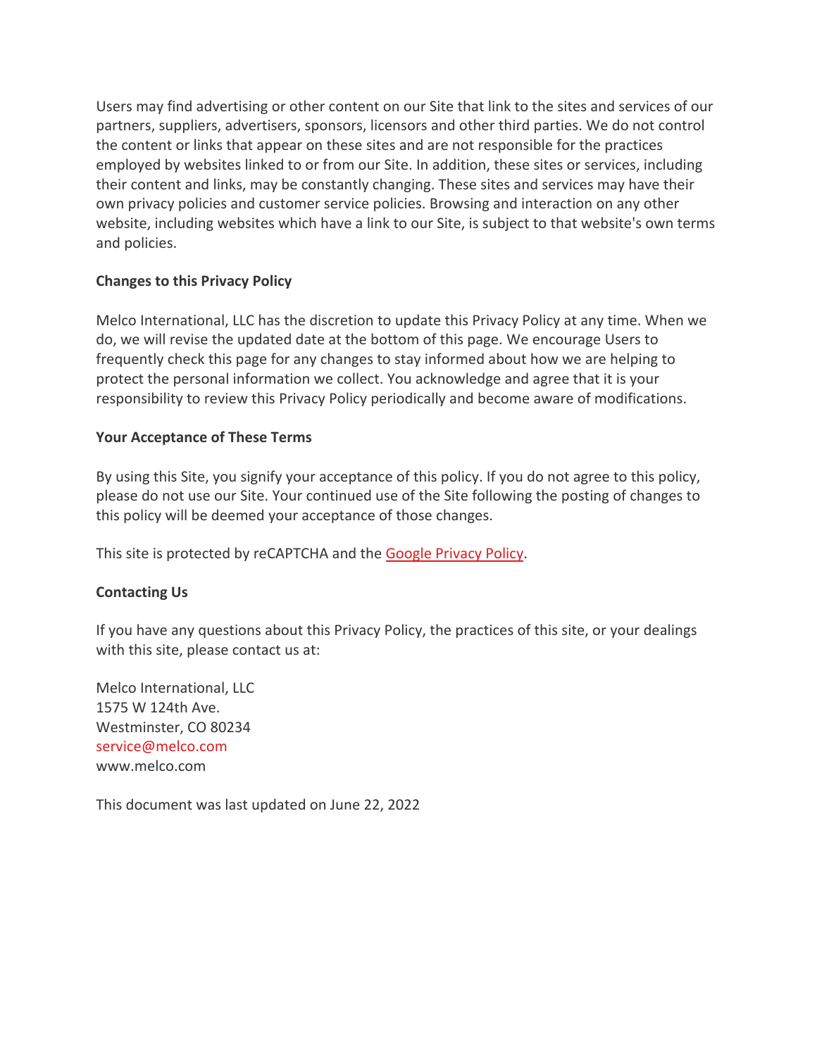Users may find advertising or other content on our Site that link to the sites and services of our partners, suppliers, advertisers, sponsors, licensors and other third parties. We do not control the content or links that appear on these sites and are not responsible for the practices employed by websites linked to or from our Site. In addition, these sites or services, including their content and links, may be constantly changing. These sites and services may have their own privacy policies and customer service policies. Browsing and interaction on any other website, including websites which have a link to our Site, is subject to that website's own terms and policies.

**Changes to this Privacy Policy**

Melco International, LLC has the discretion to update this Privacy Policy at any time. When we do, we will revise the updated date at the bottom of this page. We encourage Users to frequently check this page for any changes to stay informed about how we are helping to protect the personal information we collect. You acknowledge and agree that it is your responsibility to review this Privacy Policy periodically and become aware of modifications.

**Your Acceptance of These Terms**

By using this Site, you signify your acceptance of this policy. If you do not agree to this policy, please do not use our Site. Your continued use of the Site following the posting of changes to this policy will be deemed your acceptance of those changes.

This site is protected by reCAPTCHA and the Google Privacy Policy.

**Contacting Us**

If you have any questions about this Privacy Policy, the practices of this site, or your dealings with this site, please contact us at:

Melco International, LLC
1575 W 124th Ave.
Westminster, CO 80234
service@melco.com
www.melco.com

This document was last updated on June 22, 2022